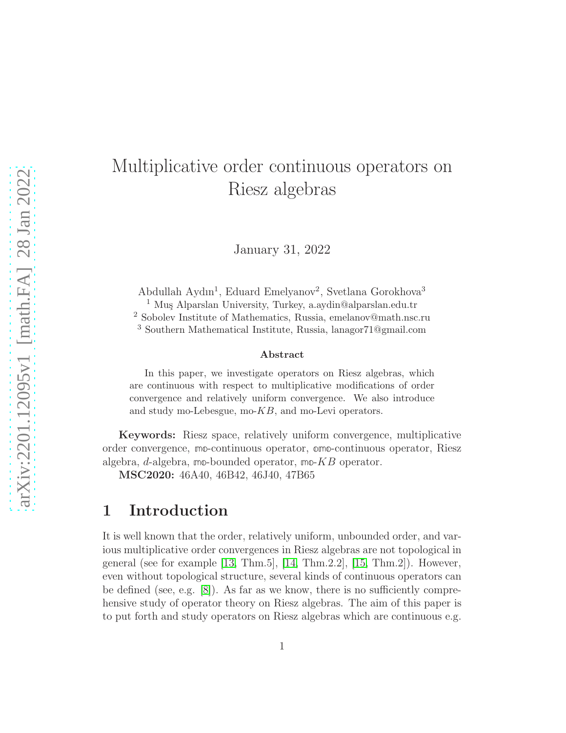# Multiplicative order continuous operators on Riesz algebras

January 31, 2022

Abdullah Aydın[1], Eduard Emelyanov[2], Svetlana Gorokhova[3]

[1] Muş Alparslan University, Turkey, a.aydin@alparslan.edu.tr

[2] Sobolev Institute of Mathematics, Russia, emelanov@math.nsc.ru

[3] Southern Mathematical Institute, Russia, lanagor71@gmail.com

### Abstract

In this paper, we investigate operators on Riesz algebras, which are continuous with respect to multiplicative modifications of order convergence and relatively uniform convergence. We also introduce and study mo-Lebesgue, mo-$KB$, and mo-Levi operators.

**Keywords:** Riesz space, relatively uniform convergence, multiplicative order convergence, $\mathbb{mo}$-continuous operator, $\mathbb{omo}$-continuous operator, Riesz algebra, $d$-algebra, $\mathbb{mo}$-bounded operator, $\mathbb{mo}$-$KB$ operator.

**MSC2020:** 46A40, 46B42, 46J40, 47B65

## 1 Introduction

It is well known that the order, relatively uniform, unbounded order, and various multiplicative order convergences in Riesz algebras are not topological in general (see for example [13, Thm.5], [14, Thm.2.2], [15, Thm.2]). However, even without topological structure, several kinds of continuous operators can be defined (see, e.g. [8]). As far as we know, there is no sufficiently comprehensive study of operator theory on Riesz algebras. The aim of this paper is to put forth and study operators on Riesz algebras which are continuous e.g.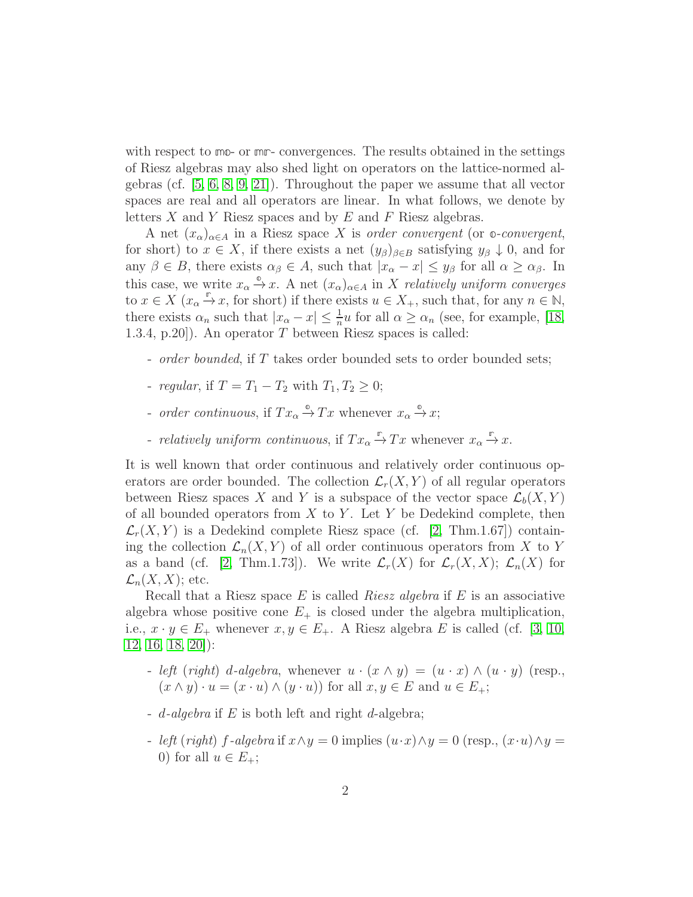with respect to $\mathbb{mo}$- or $\mathbb{mr}$- convergences. The results obtained in the settings of Riesz algebras may also shed light on operators on the lattice-normed algebras (cf. [5, 6, 8, 9, 21]). Throughout the paper we assume that all vector spaces are real and all operators are linear. In what follows, we denote by letters $X$ and $Y$ Riesz spaces and by $E$ and $F$ Riesz algebras.

A net $(x_\alpha)_{\alpha \in A}$ in a Riesz space $X$ is *order convergent* (or $\mathbb{o}$*-convergent*, for short) to $x \in X$, if there exists a net $(y_\beta)_{\beta \in B}$ satisfying $y_\beta \downarrow 0$, and for any $\beta \in B$, there exists $\alpha_\beta \in A$, such that $|x_\alpha - x| \leq y_\beta$ for all $\alpha \geq \alpha_\beta$. In this case, we write $x_\alpha \xrightarrow{\mathbb{o}} x$. A net $(x_\alpha)_{\alpha \in A}$ in $X$ *relatively uniform converges* to $x \in X$ ($x_\alpha \xrightarrow{\mathbb{r}} x$, for short) if there exists $u \in X_+$, such that, for any $n \in \mathbb{N}$, there exists $\alpha_n$ such that $|x_\alpha - x| \leq \frac{1}{n} u$ for all $\alpha \geq \alpha_n$ (see, for example, [18, 1.3.4, p.20]). An operator $T$ between Riesz spaces is called:

- *order bounded*, if $T$ takes order bounded sets to order bounded sets;
- *regular*, if $T = T_1 - T_2$ with $T_1, T_2 \geq 0$;
- *order continuous*, if $Tx_\alpha \xrightarrow{\mathbb{o}} Tx$ whenever $x_\alpha \xrightarrow{\mathbb{o}} x$;
- *relatively uniform continuous*, if $Tx_\alpha \xrightarrow{\mathbb{r}} Tx$ whenever $x_\alpha \xrightarrow{\mathbb{r}} x$.

It is well known that order continuous and relatively order continuous operators are order bounded. The collection $\mathcal{L}_r(X, Y)$ of all regular operators between Riesz spaces $X$ and $Y$ is a subspace of the vector space $\mathcal{L}_b(X, Y)$ of all bounded operators from $X$ to $Y$. Let $Y$ be Dedekind complete, then $\mathcal{L}_r(X, Y)$ is a Dedekind complete Riesz space (cf. [2, Thm.1.67]) containing the collection $\mathcal{L}_n(X, Y)$ of all order continuous operators from $X$ to $Y$ as a band (cf. [2, Thm.1.73]). We write $\mathcal{L}_r(X)$ for $\mathcal{L}_r(X, X)$; $\mathcal{L}_n(X)$ for $\mathcal{L}_n(X, X)$; etc.

Recall that a Riesz space $E$ is called *Riesz algebra* if $E$ is an associative algebra whose positive cone $E_+$ is closed under the algebra multiplication, i.e., $x \cdot y \in E_+$ whenever $x, y \in E_+$. A Riesz algebra $E$ is called (cf. [3, 10, 12, 16, 18, 20]):

- *left (right) d-algebra*, whenever $u \cdot (x \wedge y) = (u \cdot x) \wedge (u \cdot y)$ (resp., $(x \wedge y) \cdot u = (x \cdot u) \wedge (y \cdot u)$) for all $x, y \in E$ and $u \in E_+$;
- *d-algebra* if $E$ is both left and right $d$-algebra;
- *left (right) f-algebra* if $x \wedge y = 0$ implies $(u \cdot x) \wedge y = 0$ (resp., $(x \cdot u) \wedge y = 0$) for all $u \in E_+$;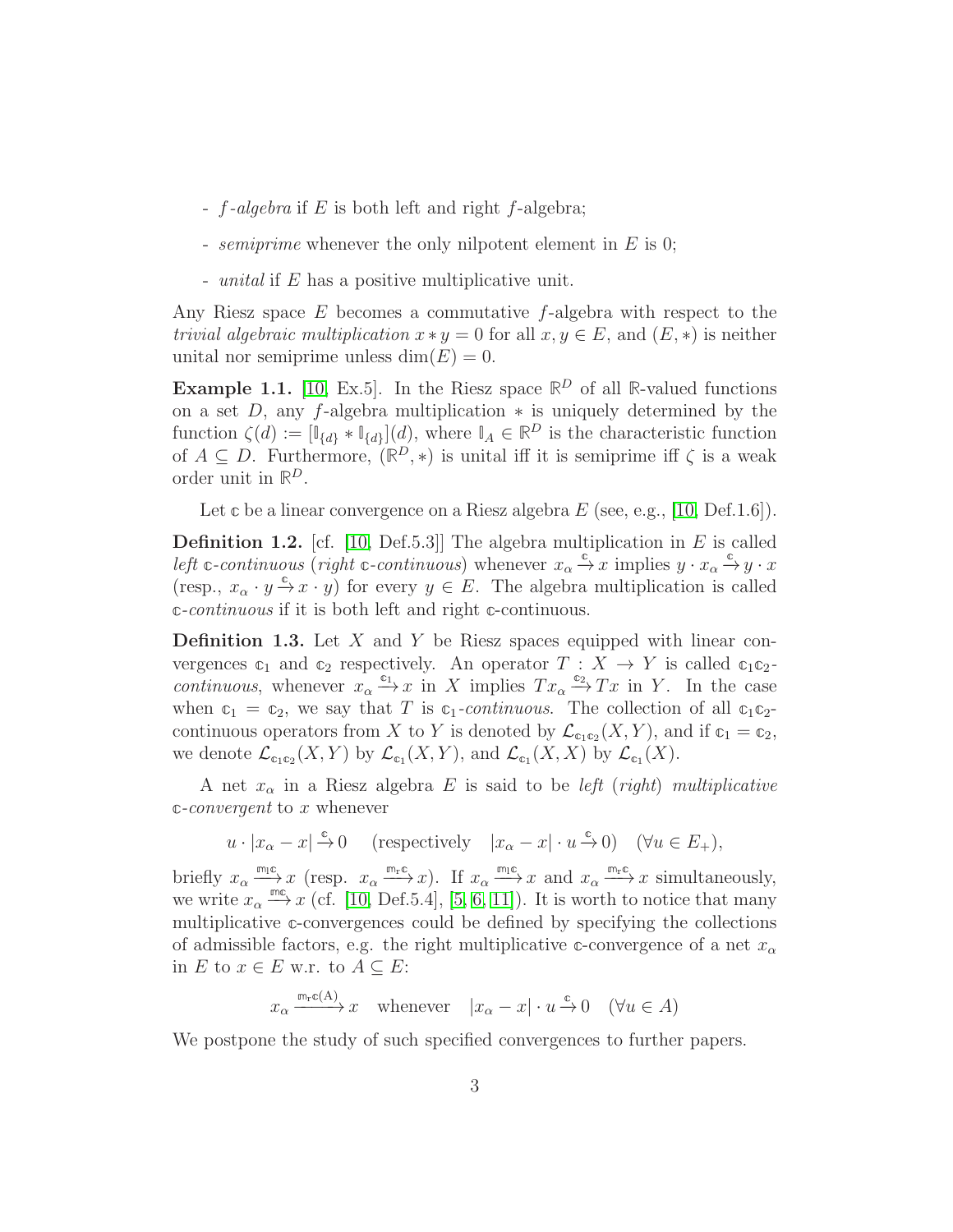- *f-algebra* if $E$ is both left and right $f$-algebra;

- *semiprime* whenever the only nilpotent element in $E$ is 0;

- *unital* if $E$ has a positive multiplicative unit.

Any Riesz space $E$ becomes a commutative $f$-algebra with respect to the *trivial algebraic multiplication* $x * y = 0$ for all $x, y \in E$, and $(E, *)$ is neither unital nor semiprime unless $\dim(E) = 0$.

**Example 1.1.** [10, Ex.5]. In the Riesz space $\mathbb{R}^D$ of all $\mathbb{R}$-valued functions on a set $D$, any $f$-algebra multiplication $*$ is uniquely determined by the function $\zeta(d) := [\mathbb{I}_{\{d\}} * \mathbb{I}_{\{d\}}](d)$, where $\mathbb{I}_A \in \mathbb{R}^D$ is the characteristic function of $A \subseteq D$. Furthermore, $(\mathbb{R}^D, *)$ is unital iff it is semiprime iff $\zeta$ is a weak order unit in $\mathbb{R}^D$.

Let $\mathbb{c}$ be a linear convergence on a Riesz algebra $E$ (see, e.g., [10, Def.1.6]).

**Definition 1.2.** [cf. [10, Def.5.3]] The algebra multiplication in $E$ is called *left* $\mathbb{c}$*-continuous* (*right* $\mathbb{c}$*-continuous*) whenever $x_\alpha \xrightarrow{\mathbb{c}} x$ implies $y \cdot x_\alpha \xrightarrow{\mathbb{c}} y \cdot x$ (resp., $x_\alpha \cdot y \xrightarrow{\mathbb{c}} x \cdot y$) for every $y \in E$. The algebra multiplication is called $\mathbb{c}$*-continuous* if it is both left and right $\mathbb{c}$-continuous.

**Definition 1.3.** Let $X$ and $Y$ be Riesz spaces equipped with linear convergences $\mathbb{c}_1$ and $\mathbb{c}_2$ respectively. An operator $T : X \to Y$ is called $\mathbb{c}_1\mathbb{c}_2$*-continuous*, whenever $x_\alpha \xrightarrow{\mathbb{c}_1} x$ in $X$ implies $Tx_\alpha \xrightarrow{\mathbb{c}_2} Tx$ in $Y$. In the case when $\mathbb{c}_1 = \mathbb{c}_2$, we say that $T$ is $\mathbb{c}_1$*-continuous*. The collection of all $\mathbb{c}_1\mathbb{c}_2$-continuous operators from $X$ to $Y$ is denoted by $\mathcal{L}_{\mathbb{c}_1\mathbb{c}_2}(X, Y)$, and if $\mathbb{c}_1 = \mathbb{c}_2$, we denote $\mathcal{L}_{\mathbb{c}_1\mathbb{c}_2}(X, Y)$ by $\mathcal{L}_{\mathbb{c}_1}(X, Y)$, and $\mathcal{L}_{\mathbb{c}_1}(X, X)$ by $\mathcal{L}_{\mathbb{c}_1}(X)$.

A net $x_\alpha$ in a Riesz algebra $E$ is said to be *left* (*right*) *multiplicative* $\mathbb{c}$*-convergent* to $x$ whenever

$$u \cdot |x_\alpha - x| \xrightarrow{\mathbb{c}} 0 \quad \text{(respectively} \quad |x_\alpha - x| \cdot u \xrightarrow{\mathbb{c}} 0) \quad (\forall u \in E_+),$$

briefly $x_\alpha \xrightarrow{\mathbb{m}_l\mathbb{c}} x$ (resp. $x_\alpha \xrightarrow{\mathbb{m}_r\mathbb{c}} x$). If $x_\alpha \xrightarrow{\mathbb{m}_l\mathbb{c}} x$ and $x_\alpha \xrightarrow{\mathbb{m}_r\mathbb{c}} x$ simultaneously, we write $x_\alpha \xrightarrow{\mathbb{m}\mathbb{c}} x$ (cf. [10, Def.5.4], [5, 6, 11]). It is worth to notice that many multiplicative $\mathbb{c}$-convergences could be defined by specifying the collections of admissible factors, e.g. the right multiplicative $\mathbb{c}$-convergence of a net $x_\alpha$ in $E$ to $x \in E$ w.r. to $A \subseteq E$:

$$x_\alpha \xrightarrow{\mathbb{m}_r\mathbb{c}(\mathrm{A})} x \quad \text{whenever} \quad |x_\alpha - x| \cdot u \xrightarrow{\mathbb{c}} 0 \quad (\forall u \in A)$$

We postpone the study of such specified convergences to further papers.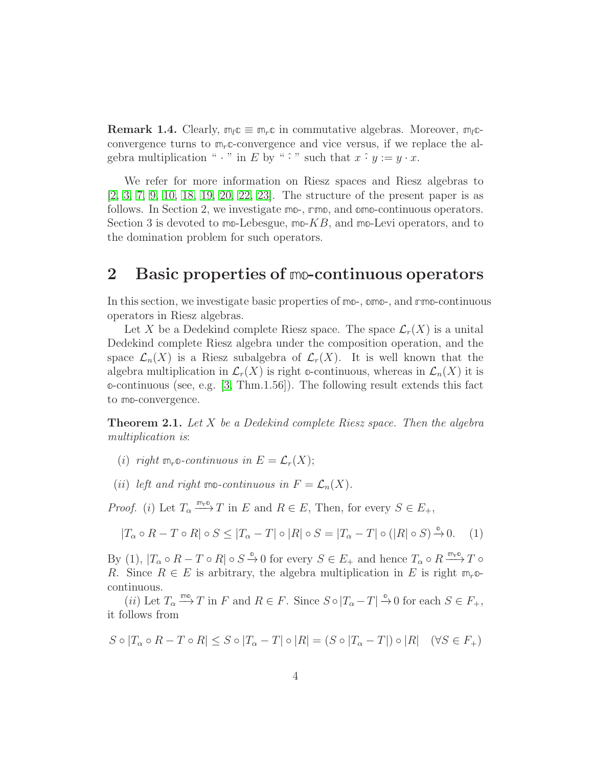**Remark 1.4.** Clearly, $\mathbb{m}_l\mathbb{c} \equiv \mathbb{m}_r\mathbb{c}$ in commutative algebras. Moreover, $\mathbb{m}_l\mathbb{c}$-convergence turns to $\mathbb{m}_r\mathbb{c}$-convergence and vice versus, if we replace the algebra multiplication " $\cdot$ " in $E$ by " $\hat{\cdot}$ " such that $x \,\hat{\cdot}\, y := y \cdot x$.

We refer for more information on Riesz spaces and Riesz algebras to [2, 3, 7, 9, 10, 18, 19, 20, 22, 23]. The structure of the present paper is as follows. In Section 2, we investigate $\mathbb{mo}$-, $\mathbb{rmo}$, and $\mathbb{omo}$-continuous operators. Section 3 is devoted to $\mathbb{mo}$-Lebesgue, $\mathbb{mo}$-$KB$, and $\mathbb{mo}$-Levi operators, and to the domination problem for such operators.

## 2 Basic properties of $\mathbb{mo}$-continuous operators

In this section, we investigate basic properties of $\mathbb{mo}$-, $\mathbb{omo}$-, and $\mathbb{rmo}$-continuous operators in Riesz algebras.

Let $X$ be a Dedekind complete Riesz space. The space $\mathcal{L}_r(X)$ is a unital Dedekind complete Riesz algebra under the composition operation, and the space $\mathcal{L}_n(X)$ is a Riesz subalgebra of $\mathcal{L}_r(X)$. It is well known that the algebra multiplication in $\mathcal{L}_r(X)$ is right $\mathbb{o}$-continuous, whereas in $\mathcal{L}_n(X)$ it is $\mathbb{o}$-continuous (see, e.g. [3, Thm.1.56]). The following result extends this fact to $\mathbb{mo}$-convergence.

**Theorem 2.1.** *Let $X$ be a Dedekind complete Riesz space. Then the algebra multiplication is*:

- $(i)$ *right $\mathbb{m}_r\mathbb{o}$-continuous in $E = \mathcal{L}_r(X)$;*
- $(ii)$ *left and right $\mathbb{mo}$-continuous in $F = \mathcal{L}_n(X)$.*

*Proof.* $(i)$ Let $T_\alpha \xrightarrow{\mathbb{m}_r\mathbb{o}} T$ in $E$ and $R \in E$, Then, for every $S \in E_+$,

$$|T_\alpha \circ R - T \circ R| \circ S \leq |T_\alpha - T| \circ |R| \circ S = |T_\alpha - T| \circ (|R| \circ S) \xrightarrow{\mathbb{o}} 0. \quad (1)$$

By (1), $|T_\alpha \circ R - T \circ R| \circ S \xrightarrow{\mathbb{o}} 0$ for every $S \in E_+$ and hence $T_\alpha \circ R \xrightarrow{\mathbb{m}_r\mathbb{o}} T \circ R$. Since $R \in E$ is arbitrary, the algebra multiplication in $E$ is right $\mathbb{m}_r\mathbb{o}$-continuous.

$(ii)$ Let $T_\alpha \xrightarrow{\mathbb{mo}} T$ in $F$ and $R \in F$. Since $S \circ |T_\alpha - T| \xrightarrow{\mathbb{o}} 0$ for each $S \in F_+$, it follows from

$$S \circ |T_\alpha \circ R - T \circ R| \leq S \circ |T_\alpha - T| \circ |R| = (S \circ |T_\alpha - T|) \circ |R| \quad (\forall S \in F_+)$$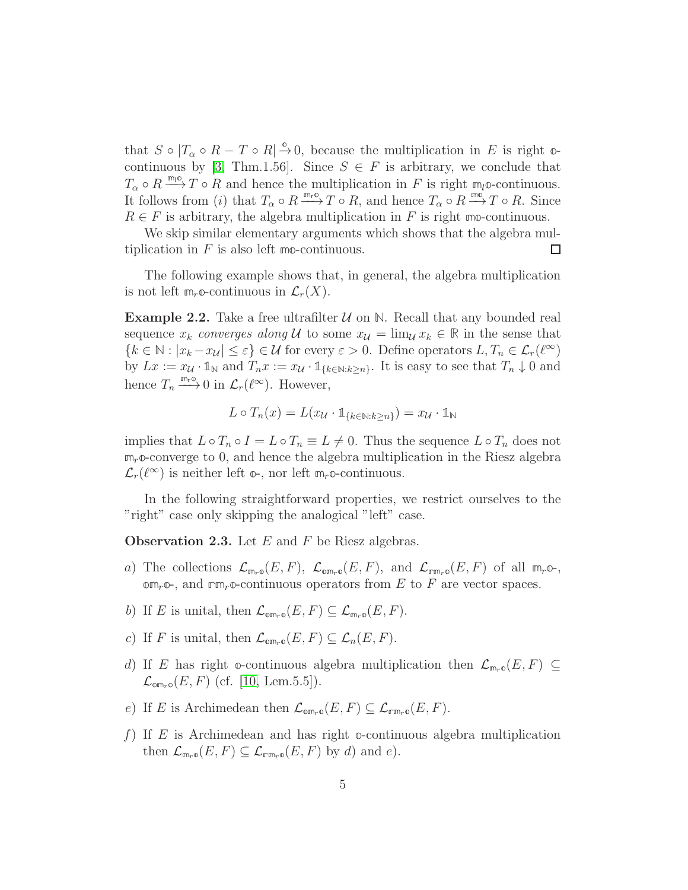that $S \circ |T_\alpha \circ R - T \circ R| \xrightarrow{\mathbb{o}} 0$, because the multiplication in $E$ is right $\mathbb{o}$-continuous by [3, Thm.1.56]. Since $S \in F$ is arbitrary, we conclude that $T_\alpha \circ R \xrightarrow{\mathbb{m}_l\mathbb{o}} T \circ R$ and hence the multiplication in $F$ is right $\mathbb{m}_l\mathbb{o}$-continuous. It follows from $(i)$ that $T_\alpha \circ R \xrightarrow{\mathbb{m}_r\mathbb{o}} T \circ R$, and hence $T_\alpha \circ R \xrightarrow{\mathbb{m}\mathbb{o}} T \circ R$. Since $R \in F$ is arbitrary, the algebra multiplication in $F$ is right $\mathbb{m}\mathbb{o}$-continuous.

We skip similar elementary arguments which shows that the algebra multiplication in $F$ is also left $\mathbb{m}\mathbb{o}$-continuous. $\square$

The following example shows that, in general, the algebra multiplication is not left $\mathbb{m}_r\mathbb{o}$-continuous in $\mathcal{L}_r(X)$.

**Example 2.2.** Take a free ultrafilter $\mathcal{U}$ on $\mathbb{N}$. Recall that any bounded real sequence $x_k$ *converges along* $\mathcal{U}$ to some $x_{\mathcal{U}} = \lim_{\mathcal{U}} x_k \in \mathbb{R}$ in the sense that $\{k \in \mathbb{N} : |x_k - x_{\mathcal{U}}| \le \varepsilon\} \in \mathcal{U}$ for every $\varepsilon > 0$. Define operators $L, T_n \in \mathcal{L}_r(\ell^\infty)$ by $Lx := x_{\mathcal{U}} \cdot \mathbb{1}_{\mathbb{N}}$ and $T_n x := x_{\mathcal{U}} \cdot \mathbb{1}_{\{k \in \mathbb{N} : k \ge n\}}$. It is easy to see that $T_n \downarrow 0$ and hence $T_n \xrightarrow{\mathbb{m}_r\mathbb{o}} 0$ in $\mathcal{L}_r(\ell^\infty)$. However,

$$L \circ T_n(x) = L(x_{\mathcal{U}} \cdot \mathbb{1}_{\{k \in \mathbb{N} : k \ge n\}}) = x_{\mathcal{U}} \cdot \mathbb{1}_{\mathbb{N}}$$

implies that $L \circ T_n \circ I = L \circ T_n \equiv L \ne 0$. Thus the sequence $L \circ T_n$ does not $\mathbb{m}_r\mathbb{o}$-converge to 0, and hence the algebra multiplication in the Riesz algebra $\mathcal{L}_r(\ell^\infty)$ is neither left $\mathbb{o}$-, nor left $\mathbb{m}_r\mathbb{o}$-continuous.

In the following straightforward properties, we restrict ourselves to the "right" case only skipping the analogical "left" case.

**Observation 2.3.** Let $E$ and $F$ be Riesz algebras.

*a*) The collections $\mathcal{L}_{\mathbb{m}_r\mathbb{o}}(E, F)$, $\mathcal{L}_{\mathbb{o}\mathbb{m}_r\mathbb{o}}(E, F)$, and $\mathcal{L}_{\mathbb{r}\mathbb{m}_r\mathbb{o}}(E, F)$ of all $\mathbb{m}_r\mathbb{o}$-, $\mathbb{o}\mathbb{m}_r\mathbb{o}$-, and $\mathbb{r}\mathbb{m}_r\mathbb{o}$-continuous operators from $E$ to $F$ are vector spaces.

*b*) If $E$ is unital, then $\mathcal{L}_{\mathbb{o}\mathbb{m}_r\mathbb{o}}(E, F) \subseteq \mathcal{L}_{\mathbb{m}_r\mathbb{o}}(E, F)$.

*c*) If $F$ is unital, then $\mathcal{L}_{\mathbb{o}\mathbb{m}_r\mathbb{o}}(E, F) \subseteq \mathcal{L}_n(E, F)$.

*d*) If $E$ has right $\mathbb{o}$-continuous algebra multiplication then $\mathcal{L}_{\mathbb{m}_r\mathbb{o}}(E, F) \subseteq \mathcal{L}_{\mathbb{o}\mathbb{m}_r\mathbb{o}}(E, F)$ (cf. [10, Lem.5.5]).

*e*) If $E$ is Archimedean then $\mathcal{L}_{\mathbb{o}\mathbb{m}_r\mathbb{o}}(E, F) \subseteq \mathcal{L}_{\mathbb{r}\mathbb{m}_r\mathbb{o}}(E, F)$.

*f*) If $E$ is Archimedean and has right $\mathbb{o}$-continuous algebra multiplication then $\mathcal{L}_{\mathbb{m}_r\mathbb{o}}(E, F) \subseteq \mathcal{L}_{\mathbb{r}\mathbb{m}_r\mathbb{o}}(E, F)$ by *d*) and *e*).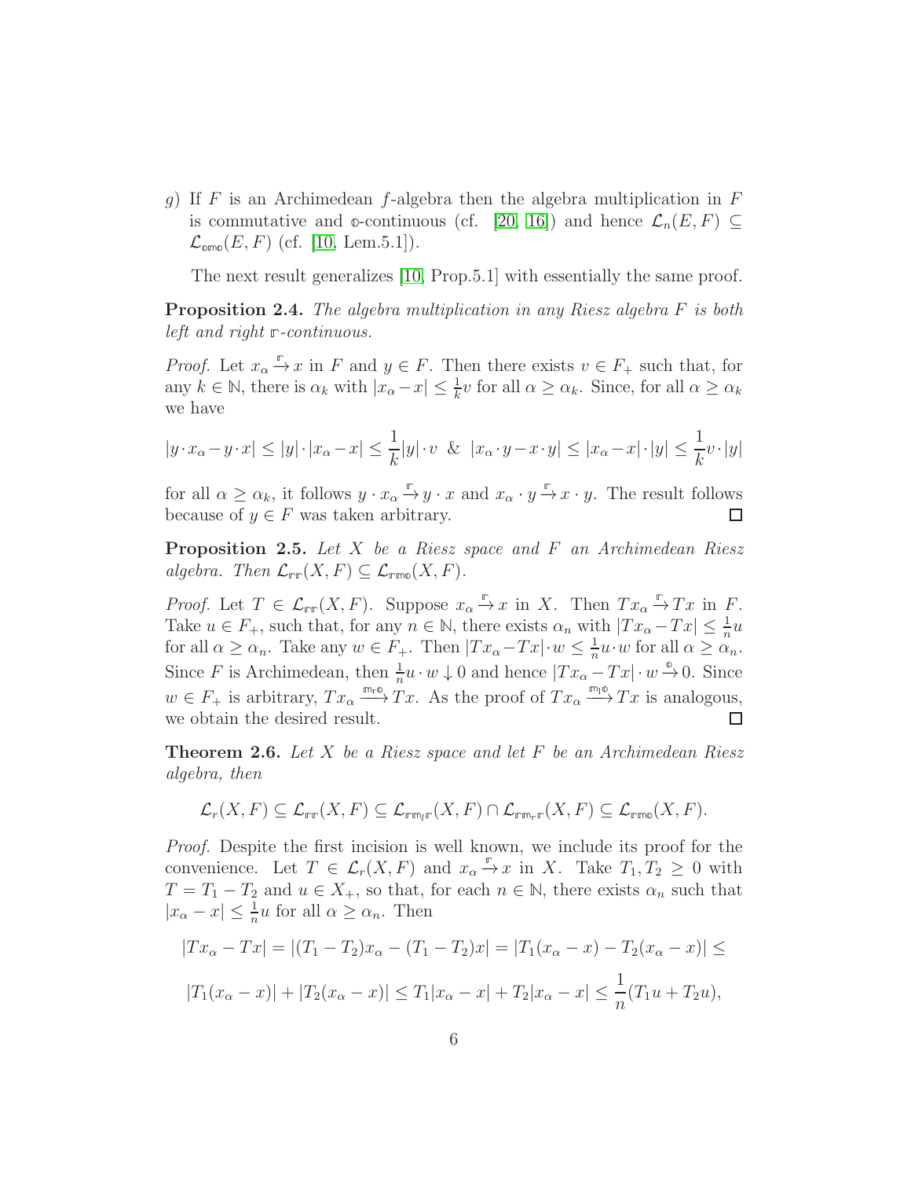*g)* If $F$ is an Archimedean $f$-algebra then the algebra multiplication in $F$ is commutative and $\mathbb{o}$-continuous (cf. [20, 16]) and hence $\mathcal{L}_n(E,F) \subseteq \mathcal{L}_{\mathbb{omo}}(E,F)$ (cf. [10, Lem.5.1]).

The next result generalizes [10, Prop.5.1] with essentially the same proof.

**Proposition 2.4.** *The algebra multiplication in any Riesz algebra $F$ is both left and right $\mathbb{r}$-continuous.*

*Proof.* Let $x_\alpha \xrightarrow{\mathbb{r}} x$ in $F$ and $y \in F$. Then there exists $v \in F_+$ such that, for any $k \in \mathbb{N}$, there is $\alpha_k$ with $|x_\alpha - x| \leq \frac{1}{k}v$ for all $\alpha \geq \alpha_k$. Since, for all $\alpha \geq \alpha_k$ we have

$$|y \cdot x_\alpha - y \cdot x| \leq |y| \cdot |x_\alpha - x| \leq \frac{1}{k}|y| \cdot v \ \ \& \ \ |x_\alpha \cdot y - x \cdot y| \leq |x_\alpha - x| \cdot |y| \leq \frac{1}{k}v \cdot |y|$$

for all $\alpha \geq \alpha_k$, it follows $y \cdot x_\alpha \xrightarrow{\mathbb{r}} y \cdot x$ and $x_\alpha \cdot y \xrightarrow{\mathbb{r}} x \cdot y$. The result follows because of $y \in F$ was taken arbitrary. $\square$

**Proposition 2.5.** *Let $X$ be a Riesz space and $F$ an Archimedean Riesz algebra. Then $\mathcal{L}_{\mathbb{rr}}(X,F) \subseteq \mathcal{L}_{\mathbb{rmo}}(X,F)$.*

*Proof.* Let $T \in \mathcal{L}_{\mathbb{rr}}(X,F)$. Suppose $x_\alpha \xrightarrow{\mathbb{r}} x$ in $X$. Then $Tx_\alpha \xrightarrow{\mathbb{r}} Tx$ in $F$. Take $u \in F_+$, such that, for any $n \in \mathbb{N}$, there exists $\alpha_n$ with $|Tx_\alpha - Tx| \leq \frac{1}{n}u$ for all $\alpha \geq \alpha_n$. Take any $w \in F_+$. Then $|Tx_\alpha - Tx| \cdot w \leq \frac{1}{n}u \cdot w$ for all $\alpha \geq \alpha_n$. Since $F$ is Archimedean, then $\frac{1}{n}u \cdot w \downarrow 0$ and hence $|Tx_\alpha - Tx| \cdot w \xrightarrow{\mathbb{o}} 0$. Since $w \in F_+$ is arbitrary, $Tx_\alpha \xrightarrow{\mathbb{m_r o}} Tx$. As the proof of $Tx_\alpha \xrightarrow{\mathbb{m_l o}} Tx$ is analogous, we obtain the desired result. $\square$

**Theorem 2.6.** *Let $X$ be a Riesz space and let $F$ be an Archimedean Riesz algebra, then*

$$\mathcal{L}_r(X,F) \subseteq \mathcal{L}_{\mathbb{rr}}(X,F) \subseteq \mathcal{L}_{\mathbb{rm_l r}}(X,F) \cap \mathcal{L}_{\mathbb{rm_r r}}(X,F) \subseteq \mathcal{L}_{\mathbb{rmo}}(X,F).$$

*Proof.* Despite the first incision is well known, we include its proof for the convenience. Let $T \in \mathcal{L}_r(X,F)$ and $x_\alpha \xrightarrow{\mathbb{r}} x$ in $X$. Take $T_1, T_2 \geq 0$ with $T = T_1 - T_2$ and $u \in X_+$, so that, for each $n \in \mathbb{N}$, there exists $\alpha_n$ such that $|x_\alpha - x| \leq \frac{1}{n}u$ for all $\alpha \geq \alpha_n$. Then

$$|Tx_\alpha - Tx| = |(T_1 - T_2)x_\alpha - (T_1 - T_2)x| = |T_1(x_\alpha - x) - T_2(x_\alpha - x)| \leq$$

$$|T_1(x_\alpha - x)| + |T_2(x_\alpha - x)| \leq T_1|x_\alpha - x| + T_2|x_\alpha - x| \leq \frac{1}{n}(T_1u + T_2u),$$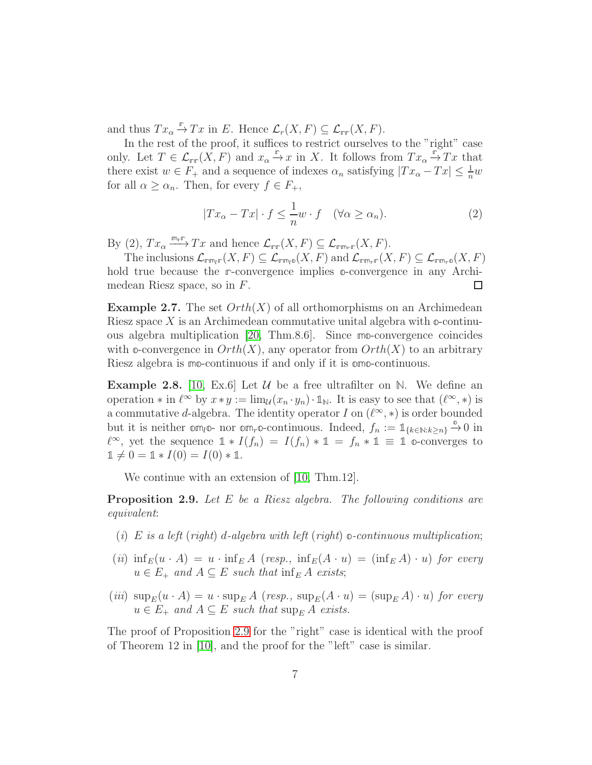and thus $Tx_\alpha \xrightarrow{\mathbb{r}} Tx$ in $E$. Hence $\mathcal{L}_r(X,F) \subseteq \mathcal{L}_{\mathbb{rr}}(X,F)$.

In the rest of the proof, it suffices to restrict ourselves to the "right" case only. Let $T \in \mathcal{L}_{\mathbb{rr}}(X,F)$ and $x_\alpha \xrightarrow{\mathbb{r}} x$ in $X$. It follows from $Tx_\alpha \xrightarrow{\mathbb{r}} Tx$ that there exist $w \in F_+$ and a sequence of indexes $\alpha_n$ satisfying $|Tx_\alpha - Tx| \leq \frac{1}{n}w$ for all $\alpha \geq \alpha_n$. Then, for every $f \in F_+$,

$$|Tx_\alpha - Tx| \cdot f \leq \frac{1}{n} w \cdot f \quad (\forall \alpha \geq \alpha_n). \tag{2}$$

By (2), $Tx_\alpha \xrightarrow{\mathbb{m}_r\mathbb{r}} Tx$ and hence $\mathcal{L}_{\mathbb{rr}}(X,F) \subseteq \mathcal{L}_{\mathbb{rm}_r\mathbb{r}}(X,F)$.

The inclusions $\mathcal{L}_{\mathbb{rm}_l\mathbb{r}}(X,F) \subseteq \mathcal{L}_{\mathbb{rm}_l\mathbb{o}}(X,F)$ and $\mathcal{L}_{\mathbb{rm}_r\mathbb{r}}(X,F) \subseteq \mathcal{L}_{\mathbb{rm}_r\mathbb{o}}(X,F)$ hold true because the $\mathbb{r}$-convergence implies $\mathbb{o}$-convergence in any Archimedean Riesz space, so in $F$. $\square$

**Example 2.7.** The set $Orth(X)$ of all orthomorphisms on an Archimedean Riesz space $X$ is an Archimedean commutative unital algebra with $\mathbb{o}$-continuous algebra multiplication [20, Thm.8.6]. Since $\mathbb{mo}$-convergence coincides with $\mathbb{o}$-convergence in $Orth(X)$, any operator from $Orth(X)$ to an arbitrary Riesz algebra is $\mathbb{mo}$-continuous if and only if it is $\mathbb{omo}$-continuous.

**Example 2.8.** [10, Ex.6] Let $\mathcal{U}$ be a free ultrafilter on $\mathbb{N}$. We define an operation $*$ in $\ell^\infty$ by $x * y := \lim_{\mathcal{U}}(x_n \cdot y_n) \cdot \mathbb{1}_{\mathbb{N}}$. It is easy to see that $(\ell^\infty, *)$ is a commutative $d$-algebra. The identity operator $I$ on $(\ell^\infty, *)$ is order bounded but it is neither $\mathbb{om}_l\mathbb{o}$- nor $\mathbb{om}_r\mathbb{o}$-continuous. Indeed, $f_n := \mathbb{1}_{\{k \in \mathbb{N}: k \geq n\}} \xrightarrow{\mathbb{o}} 0$ in $\ell^\infty$, yet the sequence $\mathbb{1} * I(f_n) = I(f_n) * \mathbb{1} = f_n * \mathbb{1} \equiv \mathbb{1}$ $\mathbb{o}$-converges to $\mathbb{1} \neq 0 = \mathbb{1} * I(0) = I(0) * \mathbb{1}$.

We continue with an extension of [10, Thm.12].

**Proposition 2.9.** *Let $E$ be a Riesz algebra. The following conditions are equivalent*:

- $(i)$ *$E$ is a left (right) $d$-algebra with left (right) $\mathbb{o}$-continuous multiplication*;
- $(ii)$ $\inf_E(u \cdot A) = u \cdot \inf_E A$ *(resp.,* $\inf_E(A \cdot u) = (\inf_E A) \cdot u$*) for every $u \in E_+$ and $A \subseteq E$ such that $\inf_E A$ exists*;
- $(iii)$ $\sup_E(u \cdot A) = u \cdot \sup_E A$ *(resp.,* $\sup_E(A \cdot u) = (\sup_E A) \cdot u$*) for every $u \in E_+$ and $A \subseteq E$ such that $\sup_E A$ exists.*

The proof of Proposition 2.9 for the "right" case is identical with the proof of Theorem 12 in [10], and the proof for the "left" case is similar.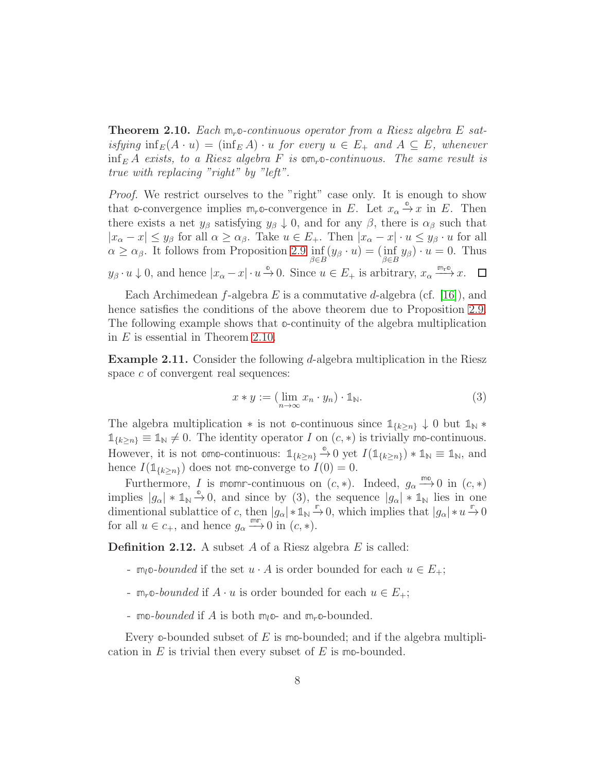**Theorem 2.10.** *Each $\mathbb{m}_r\mathbb{o}$-continuous operator from a Riesz algebra $E$ satisfying $\inf_E(A \cdot u) = (\inf_E A) \cdot u$ for every $u \in E_+$ and $A \subseteq E$, whenever $\inf_E A$ exists, to a Riesz algebra $F$ is $\mathbb{o}\mathbb{m}_r\mathbb{o}$-continuous. The same result is true with replacing "right" by "left".*

*Proof.* We restrict ourselves to the "right" case only. It is enough to show that $\mathbb{o}$-convergence implies $\mathbb{m}_r\mathbb{o}$-convergence in $E$. Let $x_\alpha \xrightarrow{\mathbb{o}} x$ in $E$. Then there exists a net $y_\beta$ satisfying $y_\beta \downarrow 0$, and for any $\beta$, there is $\alpha_\beta$ such that $|x_\alpha - x| \leq y_\beta$ for all $\alpha \geq \alpha_\beta$. Take $u \in E_+$. Then $|x_\alpha - x| \cdot u \leq y_\beta \cdot u$ for all $\alpha \geq \alpha_\beta$. It follows from Proposition 2.9 $\inf\limits_{\beta \in B}(y_\beta \cdot u) = (\inf\limits_{\beta \in B} y_\beta) \cdot u = 0$. Thus $y_\beta \cdot u \downarrow 0$, and hence $|x_\alpha - x| \cdot u \xrightarrow{\mathbb{o}} 0$. Since $u \in E_+$ is arbitrary, $x_\alpha \xrightarrow{\mathbb{m}_r\mathbb{o}} x$. $\square$

Each Archimedean $f$-algebra $E$ is a commutative $d$-algebra (cf. [16]), and hence satisfies the conditions of the above theorem due to Proposition 2.9. The following example shows that $\mathbb{o}$-continuity of the algebra multiplication in $E$ is essential in Theorem 2.10.

**Example 2.11.** Consider the following $d$-algebra multiplication in the Riesz space $c$ of convergent real sequences:

$$x * y := (\lim_{n\to\infty} x_n \cdot y_n) \cdot \mathbb{1}_{\mathbb{N}}. \tag{3}$$

The algebra multiplication $*$ is not $\mathbb{o}$-continuous since $\mathbb{1}_{\{k \geq n\}} \downarrow 0$ but $\mathbb{1}_{\mathbb{N}} * \mathbb{1}_{\{k\geq n\}} \equiv \mathbb{1}_{\mathbb{N}} \neq 0$. The identity operator $I$ on $(c, *)$ is trivially $\mathbb{m}\mathbb{o}$-continuous. However, it is not $\mathbb{o}\mathbb{m}\mathbb{o}$-continuous: $\mathbb{1}_{\{k\geq n\}} \xrightarrow{\mathbb{o}} 0$ yet $I(\mathbb{1}_{\{k\geq n\}}) * \mathbb{1}_{\mathbb{N}} \equiv \mathbb{1}_{\mathbb{N}}$, and hence $I(\mathbb{1}_{\{k\geq n\}})$ does not $\mathbb{m}\mathbb{o}$-converge to $I(0) = 0$.

Furthermore, $I$ is $\mathbb{m}\mathbb{o}\mathbb{m}\mathbb{r}$-continuous on $(c, *)$. Indeed, $g_\alpha \xrightarrow{\mathbb{m}\mathbb{o}} 0$ in $(c, *)$ implies $|g_\alpha| * \mathbb{1}_{\mathbb{N}} \xrightarrow{\mathbb{o}} 0$, and since by (3), the sequence $|g_\alpha| * \mathbb{1}_{\mathbb{N}}$ lies in one dimentional sublattice of $c$, then $|g_\alpha| * \mathbb{1}_{\mathbb{N}} \xrightarrow{\mathbb{r}} 0$, which implies that $|g_\alpha| * u \xrightarrow{\mathbb{r}} 0$ for all $u \in c_+$, and hence $g_\alpha \xrightarrow{\mathbb{m}\mathbb{r}} 0$ in $(c, *)$.

**Definition 2.12.** A subset $A$ of a Riesz algebra $E$ is called:

- $\mathbb{m}_l\mathbb{o}$-*bounded* if the set $u \cdot A$ is order bounded for each $u \in E_+$;
- $\mathbb{m}_r\mathbb{o}$-*bounded* if $A \cdot u$ is order bounded for each $u \in E_+$;
- $\mathbb{m}\mathbb{o}$-*bounded* if $A$ is both $\mathbb{m}_l\mathbb{o}$- and $\mathbb{m}_r\mathbb{o}$-bounded.

Every $\mathbb{o}$-bounded subset of $E$ is $\mathbb{m}\mathbb{o}$-bounded; and if the algebra multiplication in $E$ is trivial then every subset of $E$ is $\mathbb{m}\mathbb{o}$-bounded.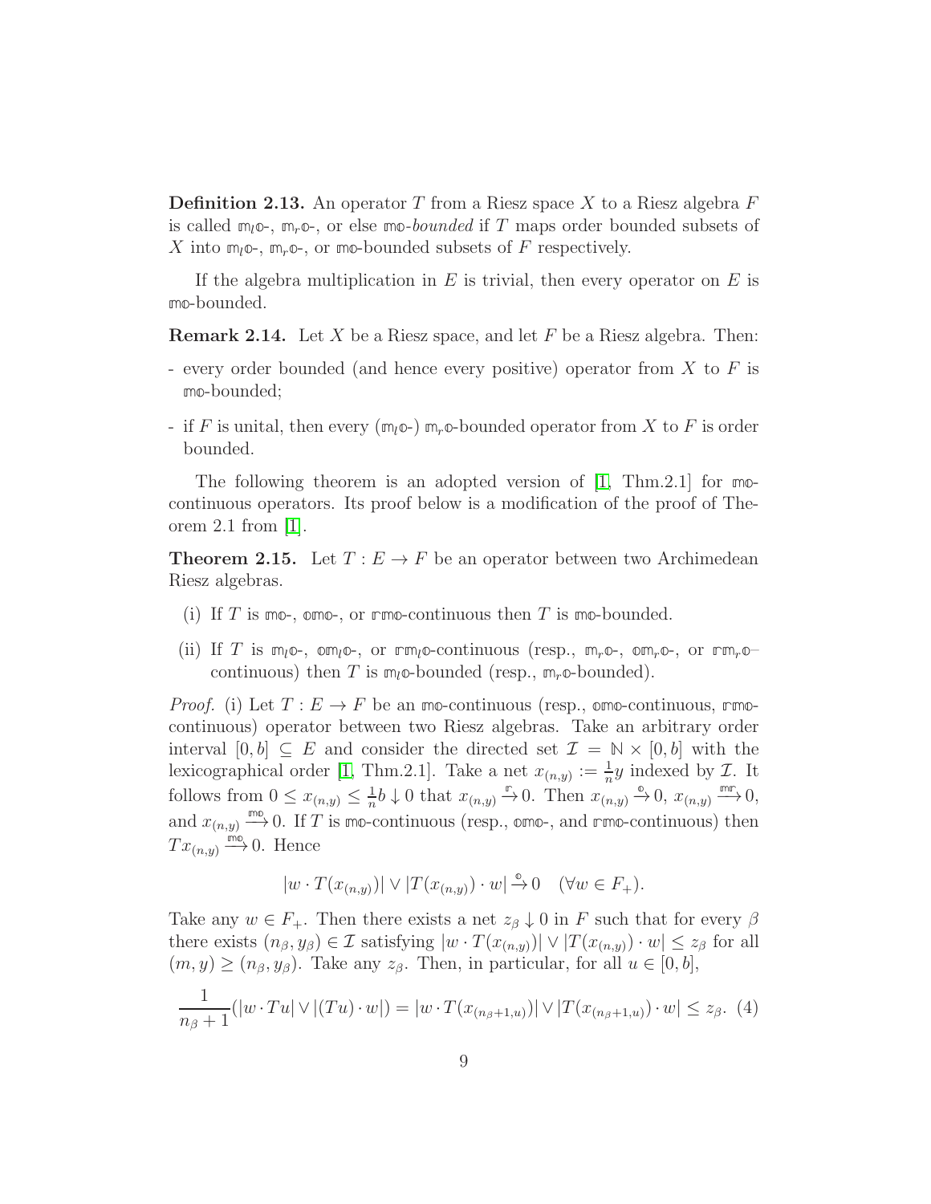**Definition 2.13.** An operator $T$ from a Riesz space $X$ to a Riesz algebra $F$ is called $\mathbb{m}_l\mathbb{o}$-, $\mathbb{m}_r\mathbb{o}$-, or else $\mathbb{mo}$-*bounded* if $T$ maps order bounded subsets of $X$ into $\mathbb{m}_l\mathbb{o}$-, $\mathbb{m}_r\mathbb{o}$-, or $\mathbb{mo}$-bounded subsets of $F$ respectively.

If the algebra multiplication in $E$ is trivial, then every operator on $E$ is $\mathbb{mo}$-bounded.

**Remark 2.14.** Let $X$ be a Riesz space, and let $F$ be a Riesz algebra. Then:

- every order bounded (and hence every positive) operator from $X$ to $F$ is $\mathbb{mo}$-bounded;
- if $F$ is unital, then every ($\mathbb{m}_l\mathbb{o}$-) $\mathbb{m}_r\mathbb{o}$-bounded operator from $X$ to $F$ is order bounded.

The following theorem is an adopted version of [1, Thm.2.1] for $\mathbb{mo}$-continuous operators. Its proof below is a modification of the proof of Theorem 2.1 from [1].

**Theorem 2.15.** Let $T : E \to F$ be an operator between two Archimedean Riesz algebras.

(i) If $T$ is $\mathbb{mo}$-, $\mathbb{omo}$-, or $\mathbb{rmo}$-continuous then $T$ is $\mathbb{mo}$-bounded.

(ii) If $T$ is $\mathbb{m}_l\mathbb{o}$-, $\mathbb{om}_l\mathbb{o}$-, or $\mathbb{rm}_l\mathbb{o}$-continuous (resp., $\mathbb{m}_r\mathbb{o}$-, $\mathbb{om}_r\mathbb{o}$-, or $\mathbb{rm}_r\mathbb{o}$–continuous) then $T$ is $\mathbb{m}_l\mathbb{o}$-bounded (resp., $\mathbb{m}_r\mathbb{o}$-bounded).

*Proof.* (i) Let $T : E \to F$ be an $\mathbb{mo}$-continuous (resp., $\mathbb{omo}$-continuous, $\mathbb{rmo}$-continuous) operator between two Riesz algebras. Take an arbitrary order interval $[0, b] \subseteq E$ and consider the directed set $\mathcal{I} = \mathbb{N} \times [0, b]$ with the lexicographical order [1, Thm.2.1]. Take a net $x_{(n,y)} := \frac{1}{n} y$ indexed by $\mathcal{I}$. It follows from $0 \le x_{(n,y)} \le \frac{1}{n} b \downarrow 0$ that $x_{(n,y)} \xrightarrow{\mathbb{r}} 0$. Then $x_{(n,y)} \xrightarrow{\mathbb{o}} 0$, $x_{(n,y)} \xrightarrow{\mathbb{mr}} 0$, and $x_{(n,y)} \xrightarrow{\mathbb{mo}} 0$. If $T$ is $\mathbb{mo}$-continuous (resp., $\mathbb{omo}$-, and $\mathbb{rmo}$-continuous) then $T x_{(n,y)} \xrightarrow{\mathbb{mo}} 0$. Hence

$$|w \cdot T(x_{(n,y)})| \vee |T(x_{(n,y)}) \cdot w| \xrightarrow{\mathbb{o}} 0 \quad (\forall w \in F_+).$$

Take any $w \in F_+$. Then there exists a net $z_\beta \downarrow 0$ in $F$ such that for every $\beta$ there exists $(n_\beta, y_\beta) \in \mathcal{I}$ satisfying $|w \cdot T(x_{(n,y)})| \vee |T(x_{(n,y)}) \cdot w| \le z_\beta$ for all $(m, y) \ge (n_\beta, y_\beta)$. Take any $z_\beta$. Then, in particular, for all $u \in [0, b]$,

$$\frac{1}{n_\beta + 1}(|w \cdot Tu| \vee |(Tu) \cdot w|) = |w \cdot T(x_{(n_\beta+1,u)})| \vee |T(x_{(n_\beta+1,u)}) \cdot w| \le z_\beta. \quad (4)$$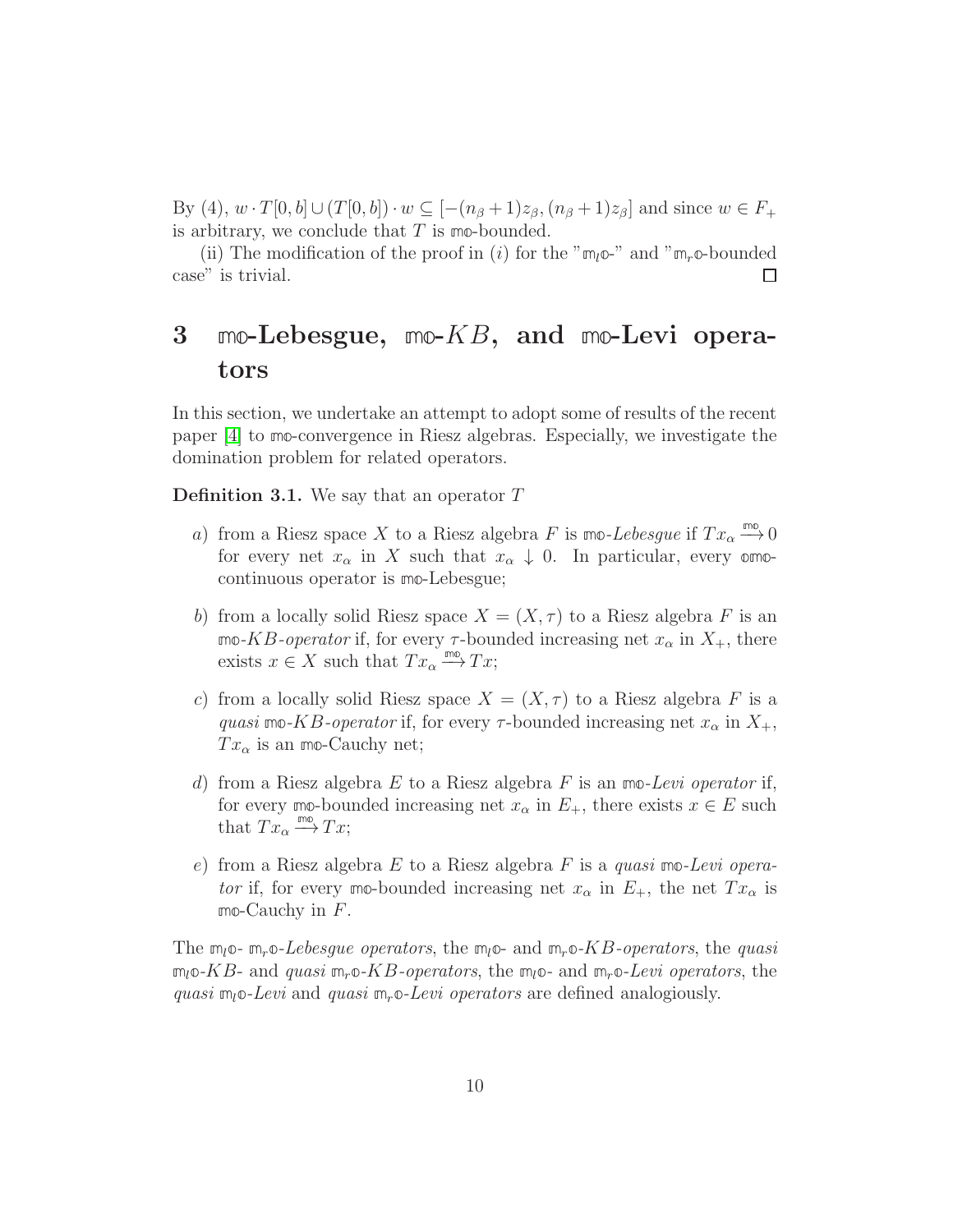By (4), $w \cdot T[0,b] \cup (T[0,b]) \cdot w \subseteq [-(n_\beta+1)z_\beta, (n_\beta+1)z_\beta]$ and since $w \in F_+$ is arbitrary, we conclude that $T$ is $\mathbb{mo}$-bounded.

(ii) The modification of the proof in $(i)$ for the "$\mathbb{m}_l\mathbb{o}$-" and "$\mathbb{m}_r\mathbb{o}$-bounded case" is trivial. $\square$

# 3 $\mathbb{mo}$-Lebesgue, $\mathbb{mo}$-$KB$, and $\mathbb{mo}$-Levi operators

In this section, we undertake an attempt to adopt some of results of the recent paper [4] to $\mathbb{mo}$-convergence in Riesz algebras. Especially, we investigate the domination problem for related operators.

**Definition 3.1.** We say that an operator $T$

$a)$ from a Riesz space $X$ to a Riesz algebra $F$ is $\mathbb{mo}$-*Lebesgue* if $Tx_\alpha \xrightarrow{\mathbb{mo}} 0$ for every net $x_\alpha$ in $X$ such that $x_\alpha \downarrow 0$. In particular, every $\mathbb{omo}$-continuous operator is $\mathbb{mo}$-Lebesgue;

$b)$ from a locally solid Riesz space $X = (X, \tau)$ to a Riesz algebra $F$ is an $\mathbb{mo}$-$KB$-*operator* if, for every $\tau$-bounded increasing net $x_\alpha$ in $X_+$, there exists $x \in X$ such that $Tx_\alpha \xrightarrow{\mathbb{mo}} Tx$;

$c)$ from a locally solid Riesz space $X = (X, \tau)$ to a Riesz algebra $F$ is a *quasi* $\mathbb{mo}$-$KB$-*operator* if, for every $\tau$-bounded increasing net $x_\alpha$ in $X_+$, $Tx_\alpha$ is an $\mathbb{mo}$-Cauchy net;

$d)$ from a Riesz algebra $E$ to a Riesz algebra $F$ is an $\mathbb{mo}$-*Levi operator* if, for every $\mathbb{mo}$-bounded increasing net $x_\alpha$ in $E_+$, there exists $x \in E$ such that $Tx_\alpha \xrightarrow{\mathbb{mo}} Tx$;

$e)$ from a Riesz algebra $E$ to a Riesz algebra $F$ is a *quasi* $\mathbb{mo}$-*Levi operator* if, for every $\mathbb{mo}$-bounded increasing net $x_\alpha$ in $E_+$, the net $Tx_\alpha$ is $\mathbb{mo}$-Cauchy in $F$.

The $\mathbb{m}_l\mathbb{o}$- $\mathbb{m}_r\mathbb{o}$-*Lebesgue operators*, the $\mathbb{m}_l\mathbb{o}$- and $\mathbb{m}_r\mathbb{o}$-$KB$-*operators*, the *quasi* $\mathbb{m}_l\mathbb{o}$-$KB$- and *quasi* $\mathbb{m}_r\mathbb{o}$-$KB$-*operators*, the $\mathbb{m}_l\mathbb{o}$- and $\mathbb{m}_r\mathbb{o}$-*Levi operators*, the *quasi* $\mathbb{m}_l\mathbb{o}$-*Levi* and *quasi* $\mathbb{m}_r\mathbb{o}$-*Levi operators* are defined analogiously.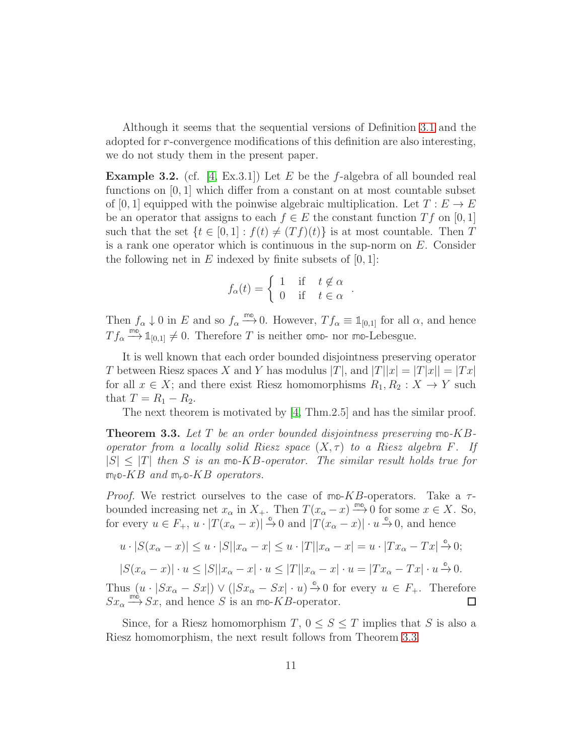Although it seems that the sequential versions of Definition 3.1 and the adopted for $\mathbb{r}$-convergence modifications of this definition are also interesting, we do not study them in the present paper.

**Example 3.2.** (cf. [4, Ex.3.1]) Let $E$ be the $f$-algebra of all bounded real functions on $[0,1]$ which differ from a constant on at most countable subset of $[0,1]$ equipped with the poinwise algebraic multiplication. Let $T : E \to E$ be an operator that assigns to each $f \in E$ the constant function $Tf$ on $[0,1]$ such that the set $\{t \in [0,1] : f(t) \neq (Tf)(t)\}$ is at most countable. Then $T$ is a rank one operator which is continuous in the sup-norm on $E$. Consider the following net in $E$ indexed by finite subsets of $[0,1]$:

$$f_\alpha(t) = \begin{cases} 1 & \text{if} \quad t \notin \alpha \\ 0 & \text{if} \quad t \in \alpha \end{cases}.$$

Then $f_\alpha \downarrow 0$ in $E$ and so $f_\alpha \xrightarrow{\mathbb{mo}} 0$. However, $Tf_\alpha \equiv \mathbb{1}_{[0,1]}$ for all $\alpha$, and hence $Tf_\alpha \xrightarrow{\mathbb{mo}} \mathbb{1}_{[0,1]} \neq 0$. Therefore $T$ is neither $\mathbb{omo}$- nor $\mathbb{mo}$-Lebesgue.

It is well known that each order bounded disjointness preserving operator $T$ between Riesz spaces $X$ and $Y$ has modulus $|T|$, and $|T||x| = |T|x|| = |Tx|$ for all $x \in X$; and there exist Riesz homomorphisms $R_1, R_2 : X \to Y$ such that $T = R_1 - R_2$.

The next theorem is motivated by [4, Thm.2.5] and has the similar proof.

**Theorem 3.3.** *Let $T$ be an order bounded disjointness preserving $\mathbb{mo}$-$KB$-operator from a locally solid Riesz space $(X, \tau)$ to a Riesz algebra $F$. If $|S| \leq |T|$ then $S$ is an $\mathbb{mo}$-$KB$-operator. The similar result holds true for $\mathbb{m}_l\mathbb{o}$-$KB$ and $\mathbb{m}_r\mathbb{o}$-$KB$ operators.*

*Proof.* We restrict ourselves to the case of $\mathbb{mo}$-$KB$-operators. Take a $\tau$-bounded increasing net $x_\alpha$ in $X_+$. Then $T(x_\alpha - x) \xrightarrow{\mathbb{mo}} 0$ for some $x \in X$. So, for every $u \in F_+$, $u \cdot |T(x_\alpha - x)| \xrightarrow{\mathbb{o}} 0$ and $|T(x_\alpha - x)| \cdot u \xrightarrow{\mathbb{o}} 0$, and hence

$$u \cdot |S(x_\alpha - x)| \leq u \cdot |S||x_\alpha - x| \leq u \cdot |T||x_\alpha - x| = u \cdot |Tx_\alpha - Tx| \xrightarrow{\mathbb{o}} 0;$$

$$|S(x_\alpha - x)| \cdot u \leq |S||x_\alpha - x| \cdot u \leq |T||x_\alpha - x| \cdot u = |Tx_\alpha - Tx| \cdot u \xrightarrow{\mathbb{o}} 0.$$

Thus $(u \cdot |Sx_\alpha - Sx|) \vee (|Sx_\alpha - Sx| \cdot u) \xrightarrow{\mathbb{o}} 0$ for every $u \in F_+$. Therefore $Sx_\alpha \xrightarrow{\mathbb{mo}} Sx$, and hence $S$ is an $\mathbb{mo}$-$KB$-operator. $\square$

Since, for a Riesz homomorphism $T$, $0 \leq S \leq T$ implies that $S$ is also a Riesz homomorphism, the next result follows from Theorem 3.3.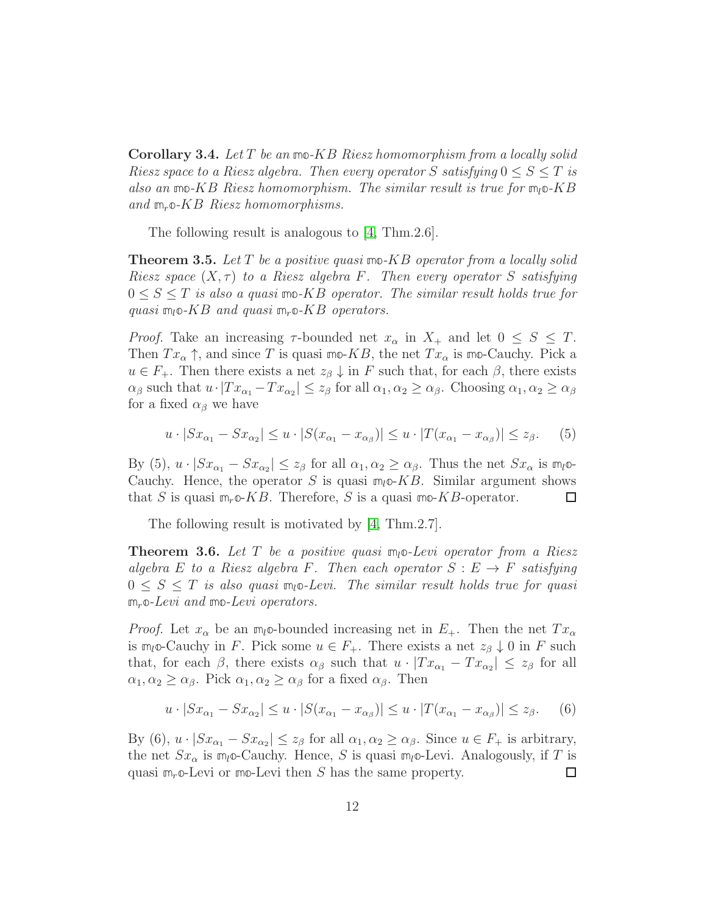**Corollary 3.4.** *Let $T$ be an $\mathbb{mo}$-$KB$ Riesz homomorphism from a locally solid Riesz space to a Riesz algebra. Then every operator $S$ satisfying $0 \leq S \leq T$ is also an $\mathbb{mo}$-$KB$ Riesz homomorphism. The similar result is true for $\mathbb{m}_l\mathbb{o}$-$KB$ and $\mathbb{m}_r\mathbb{o}$-$KB$ Riesz homomorphisms.*

The following result is analogous to [4, Thm.2.6].

**Theorem 3.5.** *Let $T$ be a positive quasi $\mathbb{mo}$-$KB$ operator from a locally solid Riesz space $(X, \tau)$ to a Riesz algebra $F$. Then every operator $S$ satisfying $0 \leq S \leq T$ is also a quasi $\mathbb{mo}$-$KB$ operator. The similar result holds true for quasi $\mathbb{m}_l\mathbb{o}$-$KB$ and quasi $\mathbb{m}_r\mathbb{o}$-$KB$ operators.*

*Proof.* Take an increasing $\tau$-bounded net $x_\alpha$ in $X_+$ and let $0 \leq S \leq T$. Then $Tx_\alpha \uparrow$, and since $T$ is quasi $\mathbb{mo}$-$KB$, the net $Tx_\alpha$ is $\mathbb{mo}$-Cauchy. Pick a $u \in F_+$. Then there exists a net $z_\beta \downarrow$ in $F$ such that, for each $\beta$, there exists $\alpha_\beta$ such that $u \cdot |Tx_{\alpha_1} - Tx_{\alpha_2}| \leq z_\beta$ for all $\alpha_1, \alpha_2 \geq \alpha_\beta$. Choosing $\alpha_1, \alpha_2 \geq \alpha_\beta$ for a fixed $\alpha_\beta$ we have

$$u \cdot |Sx_{\alpha_1} - Sx_{\alpha_2}| \leq u \cdot |S(x_{\alpha_1} - x_{\alpha_\beta})| \leq u \cdot |T(x_{\alpha_1} - x_{\alpha_\beta})| \leq z_\beta. \tag{5}$$

By (5), $u \cdot |Sx_{\alpha_1} - Sx_{\alpha_2}| \leq z_\beta$ for all $\alpha_1, \alpha_2 \geq \alpha_\beta$. Thus the net $Sx_\alpha$ is $\mathbb{m}_l\mathbb{o}$-Cauchy. Hence, the operator $S$ is quasi $\mathbb{m}_l\mathbb{o}$-$KB$. Similar argument shows that $S$ is quasi $\mathbb{m}_r\mathbb{o}$-$KB$. Therefore, $S$ is a quasi $\mathbb{mo}$-$KB$-operator. □

The following result is motivated by [4, Thm.2.7].

**Theorem 3.6.** *Let $T$ be a positive quasi $\mathbb{m}_l\mathbb{o}$-Levi operator from a Riesz algebra $E$ to a Riesz algebra $F$. Then each operator $S : E \to F$ satisfying $0 \leq S \leq T$ is also quasi $\mathbb{m}_l\mathbb{o}$-Levi. The similar result holds true for quasi $\mathbb{m}_r\mathbb{o}$-Levi and $\mathbb{mo}$-Levi operators.*

*Proof.* Let $x_\alpha$ be an $\mathbb{m}_l\mathbb{o}$-bounded increasing net in $E_+$. Then the net $Tx_\alpha$ is $\mathbb{m}_l\mathbb{o}$-Cauchy in $F$. Pick some $u \in F_+$. There exists a net $z_\beta \downarrow 0$ in $F$ such that, for each $\beta$, there exists $\alpha_\beta$ such that $u \cdot |Tx_{\alpha_1} - Tx_{\alpha_2}| \leq z_\beta$ for all $\alpha_1, \alpha_2 \geq \alpha_\beta$. Pick $\alpha_1, \alpha_2 \geq \alpha_\beta$ for a fixed $\alpha_\beta$. Then

$$u \cdot |Sx_{\alpha_1} - Sx_{\alpha_2}| \leq u \cdot |S(x_{\alpha_1} - x_{\alpha_\beta})| \leq u \cdot |T(x_{\alpha_1} - x_{\alpha_\beta})| \leq z_\beta. \tag{6}$$

By (6), $u \cdot |Sx_{\alpha_1} - Sx_{\alpha_2}| \leq z_\beta$ for all $\alpha_1, \alpha_2 \geq \alpha_\beta$. Since $u \in F_+$ is arbitrary, the net $Sx_\alpha$ is $\mathbb{m}_l\mathbb{o}$-Cauchy. Hence, $S$ is quasi $\mathbb{m}_l\mathbb{o}$-Levi. Analogously, if $T$ is quasi $\mathbb{m}_r\mathbb{o}$-Levi or $\mathbb{mo}$-Levi then $S$ has the same property. □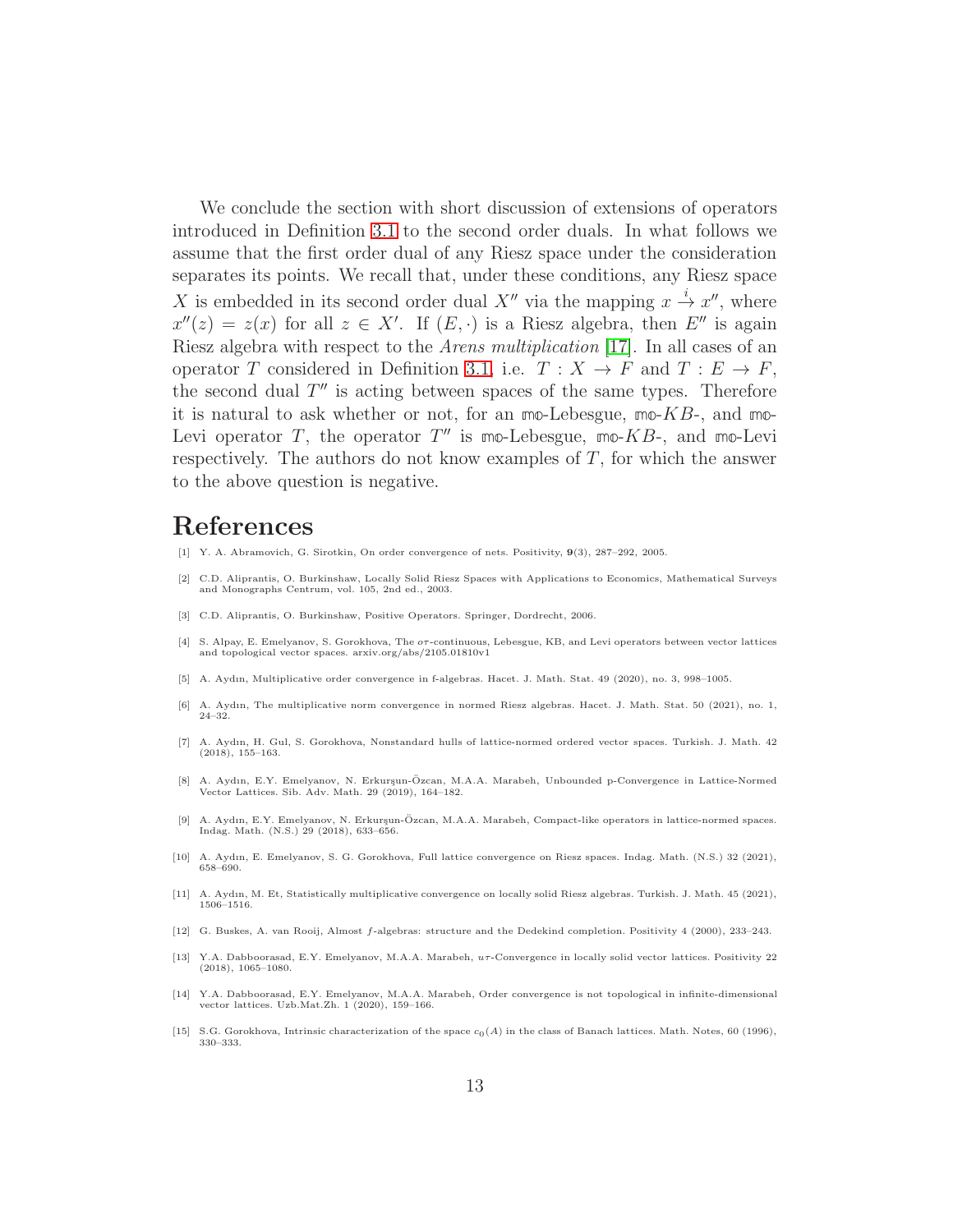We conclude the section with short discussion of extensions of operators introduced in Definition 3.1 to the second order duals. In what follows we assume that the first order dual of any Riesz space under the consideration separates its points. We recall that, under these conditions, any Riesz space $X$ is embedded in its second order dual $X''$ via the mapping $x \xrightarrow{i} x''$, where $x''(z) = z(x)$ for all $z \in X'$. If $(E, \cdot)$ is a Riesz algebra, then $E''$ is again Riesz algebra with respect to the *Arens multiplication* [17]. In all cases of an operator $T$ considered in Definition 3.1, i.e. $T : X \to F$ and $T : E \to F$, the second dual $T''$ is acting between spaces of the same types. Therefore it is natural to ask whether or not, for an $\mathbb{mo}$-Lebesgue, $\mathbb{mo}$-$KB$-, and $\mathbb{mo}$-Levi operator $T$, the operator $T''$ is $\mathbb{mo}$-Lebesgue, $\mathbb{mo}$-$KB$-, and $\mathbb{mo}$-Levi respectively. The authors do not know examples of $T$, for which the answer to the above question is negative.

# References

[1] Y. A. Abramovich, G. Sirotkin, On order convergence of nets. Positivity, **9**(3), 287–292, 2005.

[2] C.D. Aliprantis, O. Burkinshaw, Locally Solid Riesz Spaces with Applications to Economics, Mathematical Surveys and Monographs Centrum, vol. 105, 2nd ed., 2003.

[3] C.D. Aliprantis, O. Burkinshaw, Positive Operators. Springer, Dordrecht, 2006.

[4] S. Alpay, E. Emelyanov, S. Gorokhova, The $o\tau$-continuous, Lebesgue, KB, and Levi operators between vector lattices and topological vector spaces. arxiv.org/abs/2105.01810v1

[5] A. Aydın, Multiplicative order convergence in f-algebras. Hacet. J. Math. Stat. 49 (2020), no. 3, 998–1005.

[6] A. Aydın, The multiplicative norm convergence in normed Riesz algebras. Hacet. J. Math. Stat. 50 (2021), no. 1, 24–32.

[7] A. Aydın, H. Gul, S. Gorokhova, Nonstandard hulls of lattice-normed ordered vector spaces. Turkish. J. Math. 42 (2018), 155–163.

[8] A. Aydın, E.Y. Emelyanov, N. Erkurşun-Özcan, M.A.A. Marabeh, Unbounded p-Convergence in Lattice-Normed Vector Lattices. Sib. Adv. Math. 29 (2019), 164–182.

[9] A. Aydın, E.Y. Emelyanov, N. Erkurşun-Özcan, M.A.A. Marabeh, Compact-like operators in lattice-normed spaces. Indag. Math. (N.S.) 29 (2018), 633–656.

[10] A. Aydın, E. Emelyanov, S. G. Gorokhova, Full lattice convergence on Riesz spaces. Indag. Math. (N.S.) 32 (2021), 658–690.

[11] A. Aydın, M. Et, Statistically multiplicative convergence on locally solid Riesz algebras. Turkish. J. Math. 45 (2021), 1506–1516.

[12] G. Buskes, A. van Rooij, Almost $f$-algebras: structure and the Dedekind completion. Positivity 4 (2000), 233–243.

[13] Y.A. Dabboorasad, E.Y. Emelyanov, M.A.A. Marabeh, $u\tau$-Convergence in locally solid vector lattices. Positivity 22 (2018), 1065–1080.

[14] Y.A. Dabboorasad, E.Y. Emelyanov, M.A.A. Marabeh, Order convergence is not topological in infinite-dimensional vector lattices. Uzb.Mat.Zh. 1 (2020), 159–166.

[15] S.G. Gorokhova, Intrinsic characterization of the space $c_0(A)$ in the class of Banach lattices. Math. Notes, 60 (1996), 330–333.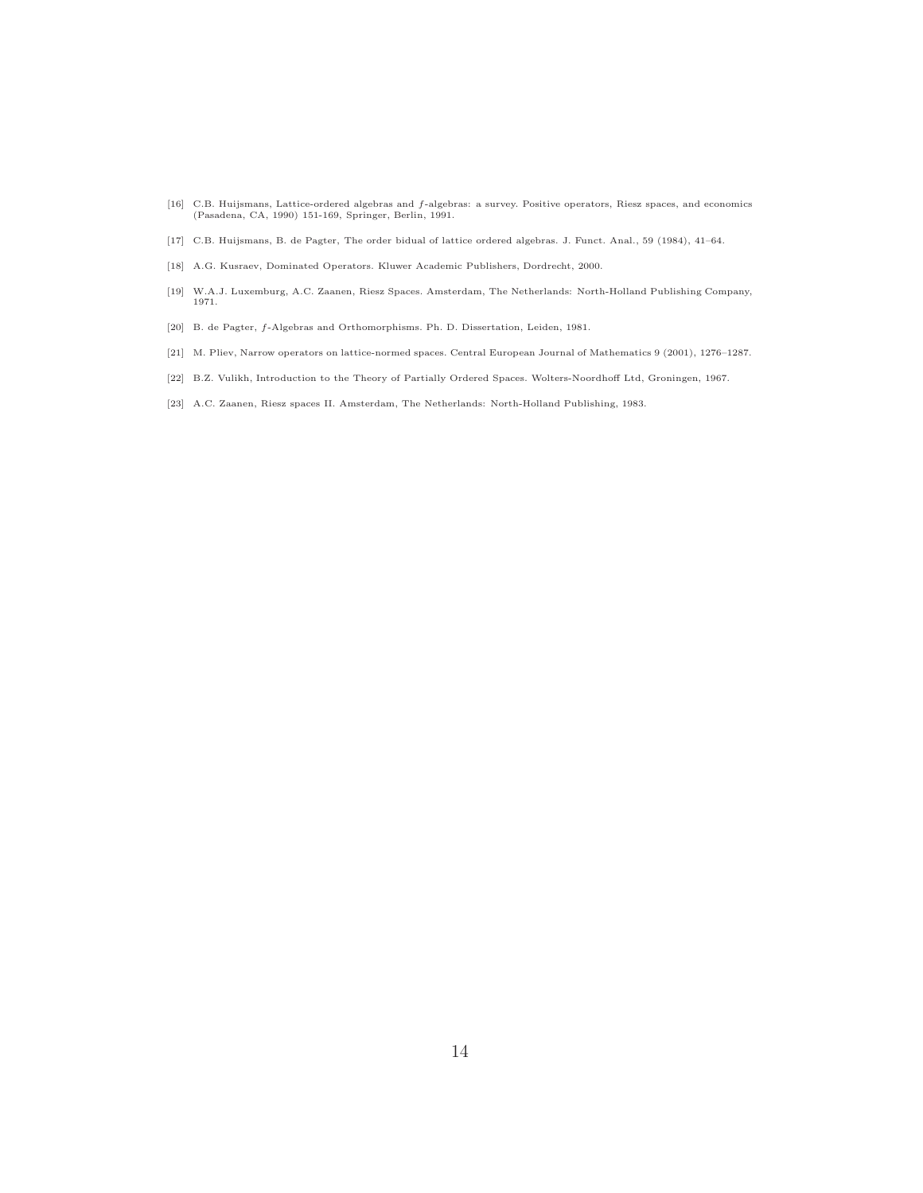[16] C.B. Huijsmans, Lattice-ordered algebras and $f$-algebras: a survey. Positive operators, Riesz spaces, and economics (Pasadena, CA, 1990) 151-169, Springer, Berlin, 1991.

[17] C.B. Huijsmans, B. de Pagter, The order bidual of lattice ordered algebras. J. Funct. Anal., 59 (1984), 41–64.

[18] A.G. Kusraev, Dominated Operators. Kluwer Academic Publishers, Dordrecht, 2000.

[19] W.A.J. Luxemburg, A.C. Zaanen, Riesz Spaces. Amsterdam, The Netherlands: North-Holland Publishing Company, 1971.

[20] B. de Pagter, $f$-Algebras and Orthomorphisms. Ph. D. Dissertation, Leiden, 1981.

[21] M. Pliev, Narrow operators on lattice-normed spaces. Central European Journal of Mathematics 9 (2001), 1276–1287.

[22] B.Z. Vulikh, Introduction to the Theory of Partially Ordered Spaces. Wolters-Noordhoff Ltd, Groningen, 1967.

[23] A.C. Zaanen, Riesz spaces II. Amsterdam, The Netherlands: North-Holland Publishing, 1983.